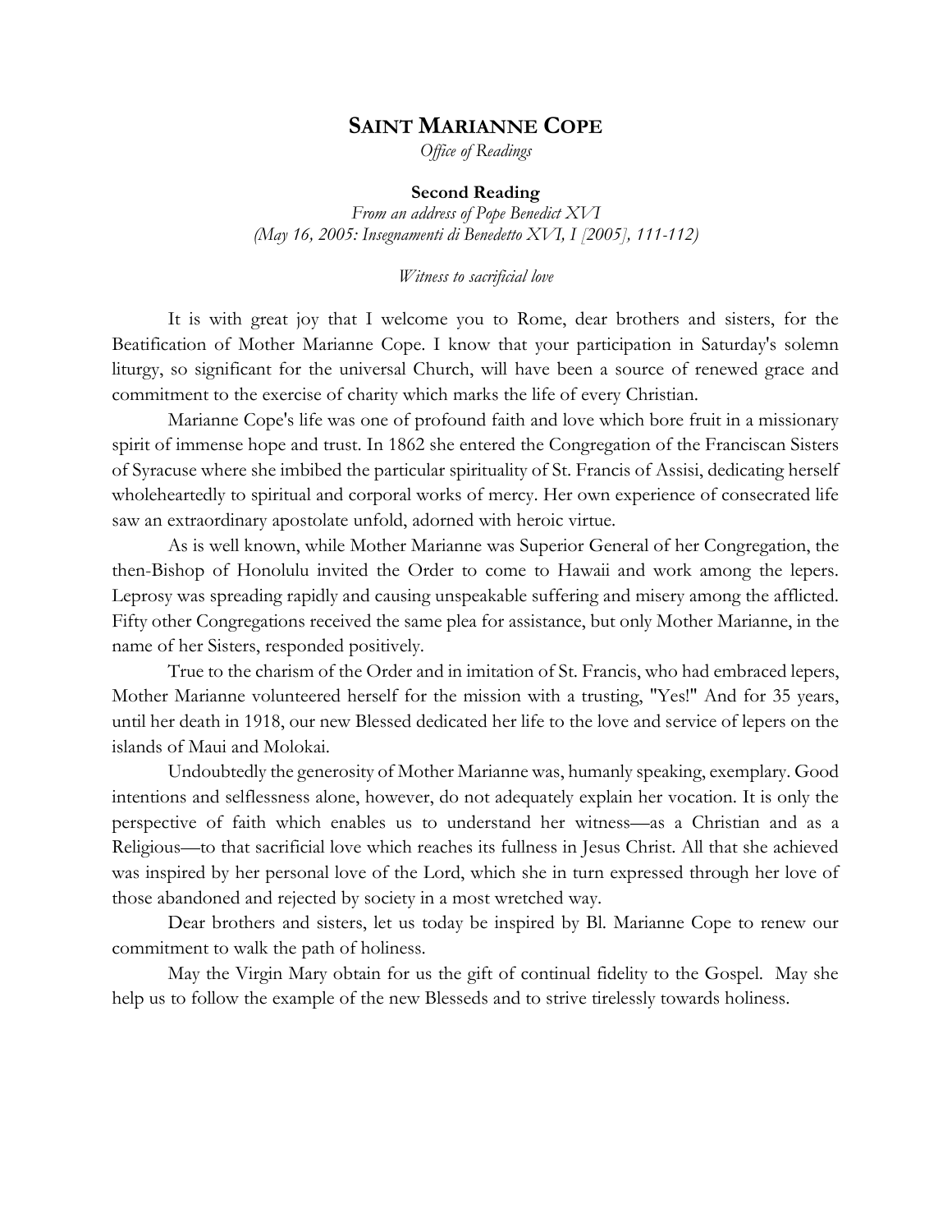# SAINT MARIANNE COPE

*Office of Readings*

**Second Reading**

*From an address of Pope Benedict XVI*
*(May 16, 2005: Insegnamenti di Benedetto XVI, I [2005], 111-112)*

*Witness to sacrificial love*

It is with great joy that I welcome you to Rome, dear brothers and sisters, for the Beatification of Mother Marianne Cope. I know that your participation in Saturday's solemn liturgy, so significant for the universal Church, will have been a source of renewed grace and commitment to the exercise of charity which marks the life of every Christian.

Marianne Cope's life was one of profound faith and love which bore fruit in a missionary spirit of immense hope and trust. In 1862 she entered the Congregation of the Franciscan Sisters of Syracuse where she imbibed the particular spirituality of St. Francis of Assisi, dedicating herself wholeheartedly to spiritual and corporal works of mercy. Her own experience of consecrated life saw an extraordinary apostolate unfold, adorned with heroic virtue.

As is well known, while Mother Marianne was Superior General of her Congregation, the then-Bishop of Honolulu invited the Order to come to Hawaii and work among the lepers. Leprosy was spreading rapidly and causing unspeakable suffering and misery among the afflicted. Fifty other Congregations received the same plea for assistance, but only Mother Marianne, in the name of her Sisters, responded positively.

True to the charism of the Order and in imitation of St. Francis, who had embraced lepers, Mother Marianne volunteered herself for the mission with a trusting, "Yes!" And for 35 years, until her death in 1918, our new Blessed dedicated her life to the love and service of lepers on the islands of Maui and Molokai.

Undoubtedly the generosity of Mother Marianne was, humanly speaking, exemplary. Good intentions and selflessness alone, however, do not adequately explain her vocation. It is only the perspective of faith which enables us to understand her witness—as a Christian and as a Religious—to that sacrificial love which reaches its fullness in Jesus Christ. All that she achieved was inspired by her personal love of the Lord, which she in turn expressed through her love of those abandoned and rejected by society in a most wretched way.

Dear brothers and sisters, let us today be inspired by Bl. Marianne Cope to renew our commitment to walk the path of holiness.

May the Virgin Mary obtain for us the gift of continual fidelity to the Gospel. May she help us to follow the example of the new Blesseds and to strive tirelessly towards holiness.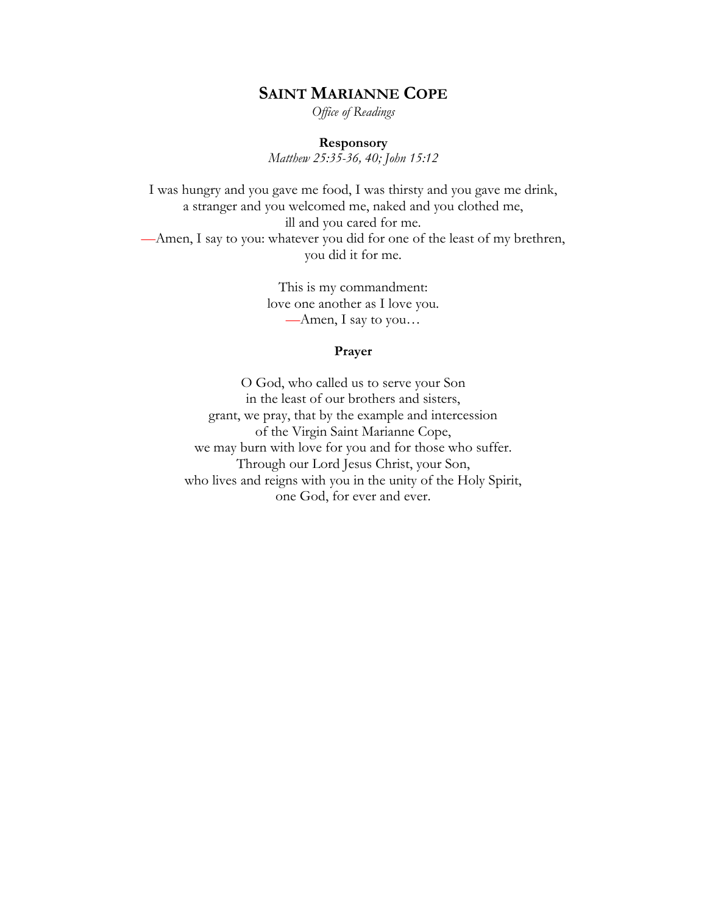## **SAINT MARIANNE COPE**

*Office of Readings*

**Responsory**

*Matthew 25:35-36, 40; John 15:12*

I was hungry and you gave me food, I was thirsty and you gave me drink,
a stranger and you welcomed me, naked and you clothed me,
ill and you cared for me.
—Amen, I say to you: whatever you did for one of the least of my brethren,
you did it for me.

This is my commandment:
love one another as I love you.
—Amen, I say to you…

**Prayer**

O God, who called us to serve your Son
in the least of our brothers and sisters,
grant, we pray, that by the example and intercession
of the Virgin Saint Marianne Cope,
we may burn with love for you and for those who suffer.
Through our Lord Jesus Christ, your Son,
who lives and reigns with you in the unity of the Holy Spirit,
one God, for ever and ever.